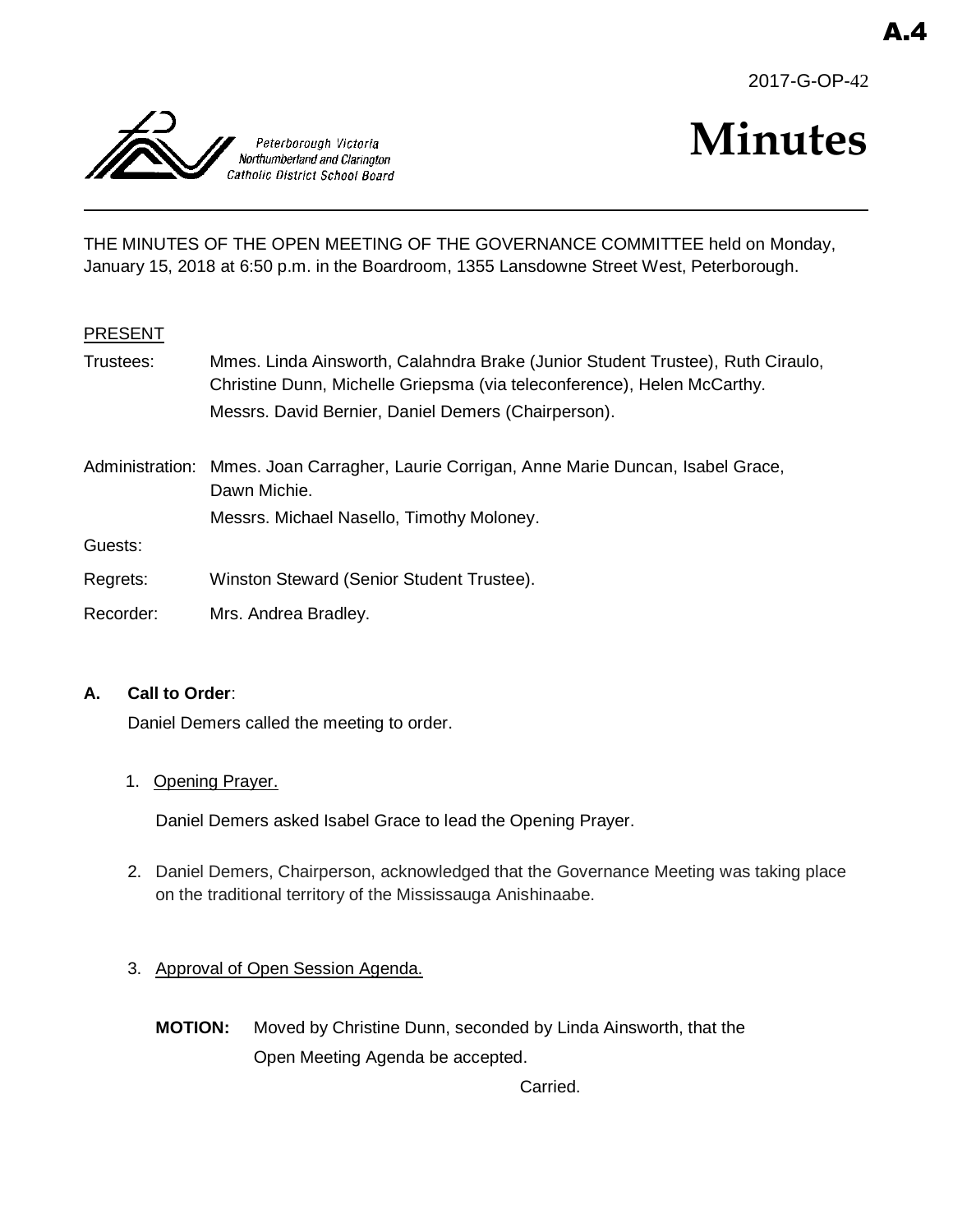A.4

2017-G-OP-42

Peterborough Victoria Northumberland and Clarington Catholic District School Board

# Minutes

THE MINUTES OF THE OPEN MEETING OF THE GOVERNANCE COMMITTEE held on Monday, January 15, 2018 at 6:50 p.m. in the Boardroom, 1355 Lansdowne Street West, Peterborough.

PRESENT

Trustees: Mmes. Linda Ainsworth, Calahndra Brake (Junior Student Trustee), Ruth Ciraulo, Christine Dunn, Michelle Griepsma (via teleconference), Helen McCarthy.
Messrs. David Bernier, Daniel Demers (Chairperson).

Administration: Mmes. Joan Carragher, Laurie Corrigan, Anne Marie Duncan, Isabel Grace, Dawn Michie.
Messrs. Michael Nasello, Timothy Moloney.

Guests:

Regrets: Winston Steward (Senior Student Trustee).

Recorder: Mrs. Andrea Bradley.

**A. Call to Order**:

Daniel Demers called the meeting to order.

1. Opening Prayer.

   Daniel Demers asked Isabel Grace to lead the Opening Prayer.

2. Daniel Demers, Chairperson, acknowledged that the Governance Meeting was taking place on the traditional territory of the Mississauga Anishinaabe.

3. Approval of Open Session Agenda.

   **MOTION:** Moved by Christine Dunn, seconded by Linda Ainsworth, that the Open Meeting Agenda be accepted.

   Carried.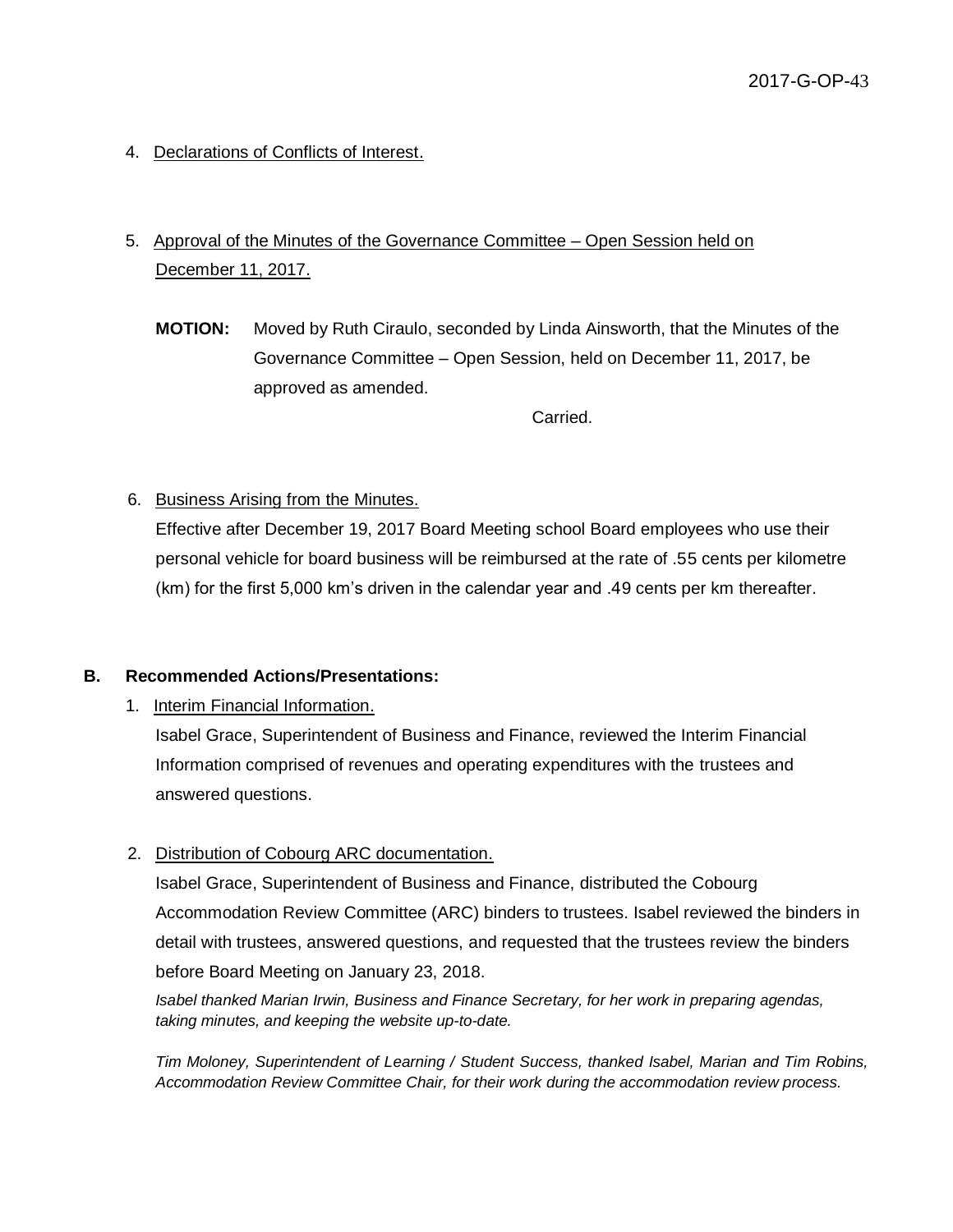4. Declarations of Conflicts of Interest.

5. Approval of the Minutes of the Governance Committee – Open Session held on December 11, 2017.

   **MOTION:** Moved by Ruth Ciraulo, seconded by Linda Ainsworth, that the Minutes of the Governance Committee – Open Session, held on December 11, 2017, be approved as amended.

   Carried.

6. Business Arising from the Minutes.

   Effective after December 19, 2017 Board Meeting school Board employees who use their personal vehicle for board business will be reimbursed at the rate of .55 cents per kilometre (km) for the first 5,000 km's driven in the calendar year and .49 cents per km thereafter.

**B. Recommended Actions/Presentations:**

1. Interim Financial Information.

   Isabel Grace, Superintendent of Business and Finance, reviewed the Interim Financial Information comprised of revenues and operating expenditures with the trustees and answered questions.

2. Distribution of Cobourg ARC documentation.

   Isabel Grace, Superintendent of Business and Finance, distributed the Cobourg Accommodation Review Committee (ARC) binders to trustees. Isabel reviewed the binders in detail with trustees, answered questions, and requested that the trustees review the binders before Board Meeting on January 23, 2018.

   *Isabel thanked Marian Irwin, Business and Finance Secretary, for her work in preparing agendas, taking minutes, and keeping the website up-to-date.*

   *Tim Moloney, Superintendent of Learning / Student Success, thanked Isabel, Marian and Tim Robins, Accommodation Review Committee Chair, for their work during the accommodation review process.*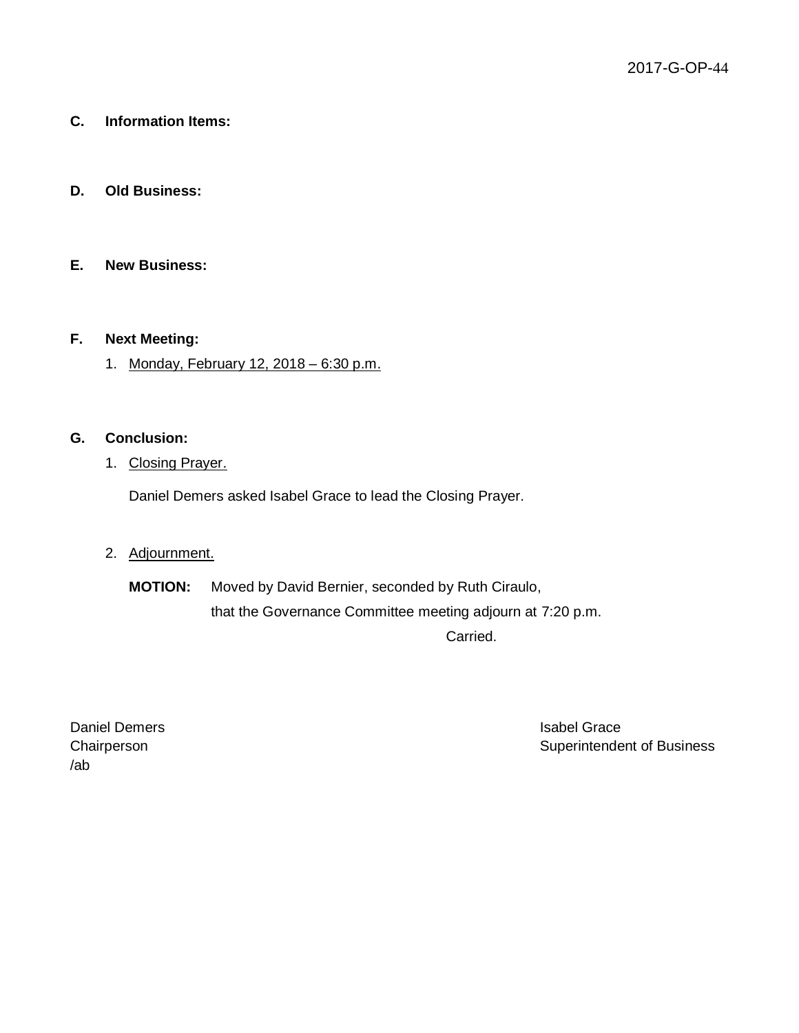2017-G-OP-44

**C. Information Items:**

**D. Old Business:**

**E. New Business:**

**F. Next Meeting:**

1. Monday, February 12, 2018 – 6:30 p.m.

**G. Conclusion:**

1. Closing Prayer.

   Daniel Demers asked Isabel Grace to lead the Closing Prayer.

2. Adjournment.

   **MOTION:** Moved by David Bernier, seconded by Ruth Ciraulo, that the Governance Committee meeting adjourn at 7:20 p.m.

   Carried.

Daniel Demers
Chairperson
/ab

Isabel Grace
Superintendent of Business